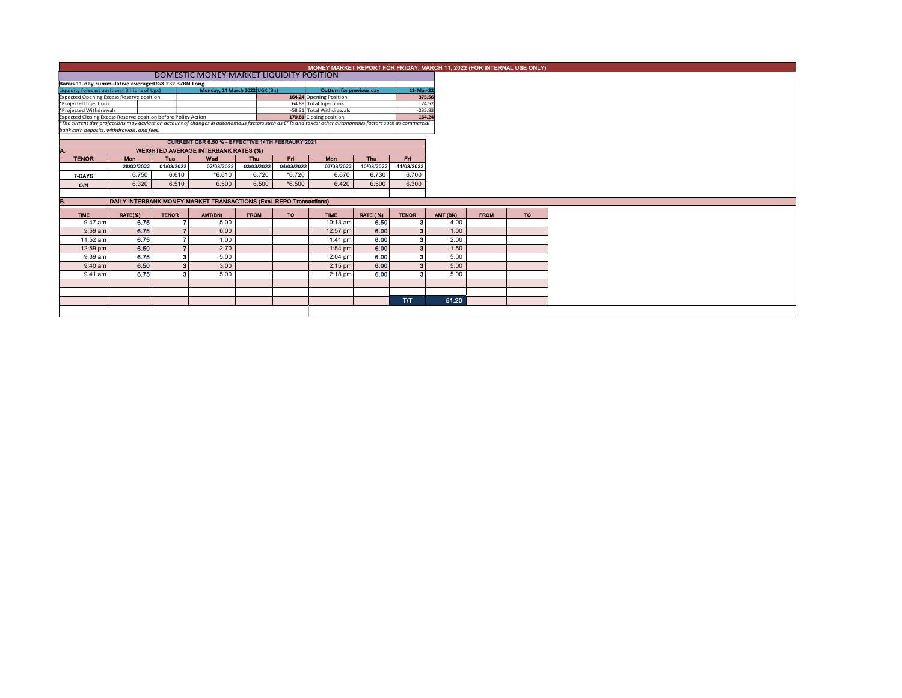# MONEY MARKET REPORT FOR FRIDAY, MARCH 11, 2022 (FOR INTERNAL USE ONLY)

## DOMESTIC MONEY MARKET LIQUIDITY POSITION

**Banks 11-day cummulative average:UGX 232.37BN Long**

| Liquidity forecast position ( Billions of Ugx) | Monday, 14 March 2022 UGX (Bn) | Outturn for previous day | 11-Mar-22 |
|---|---|---|---|
| Expected Opening Excess Reserve position | 164.24 | Opening Position | 375.56 |
| *Projected Injections | 64.89 | Total Injections | 24.52 |
| *Projected Withdrawals | -58.31 | Total Withdrawals | -235.83 |
| Expected Closing Excess Reserve position before Policy Action | 170.81 | Closing position | 164.24 |

*The current day projections may deviate on account of changes in autonomous factors such as EFTs and taxes; other autonomous factors such as commercial bank cash deposits, withdrawals, and fees.*

**CURRENT CBR 6.50 % - EFFECTIVE 14TH FEBRAURY 2021**

### A. WEIGHTED AVERAGE INTERBANK RATES (%)

| TENOR | Mon | Tue | Wed | Thu | Fri | Mon | Thu | Fri |
|---|---|---|---|---|---|---|---|---|
| | 28/02/2022 | 01/03/2022 | 02/03/2022 | 03/03/2022 | 04/03/2022 | 07/03/2022 | 10/03/2022 | 11/03/2022 |
| 7-DAYS | 6.750 | 6.610 | *6.610 | 6.720 | *6.720 | 6.670 | 6.730 | 6.700 |
| O/N | 6.320 | 6.510 | 6.500 | 6.500 | *6.500 | 6.420 | 6.500 | 6.300 |

### B. DAILY INTERBANK MONEY MARKET TRANSACTIONS (Excl. REPO Transactions)

| TIME | RATE(%) | TENOR | AMT(BN) | FROM | TO | TIME | RATE (%) | TENOR | AMT (BN) | FROM | TO |
|---|---|---|---|---|---|---|---|---|---|---|---|
| 9:47 am | 6.75 | 7 | 5.00 | | | 10:13 am | 6.50 | 3 | 4.00 | | |
| 9:59 am | 6.75 | 7 | 6.00 | | | 12:57 pm | 6.00 | 3 | 1.00 | | |
| 11:52 am | 6.75 | 7 | 1.00 | | | 1:41 pm | 6.00 | 3 | 2.00 | | |
| 12:59 pm | 6.50 | 7 | 2.70 | | | 1:54 pm | 6.00 | 3 | 1.50 | | |
| 9:39 am | 6.75 | 3 | 5.00 | | | 2:04 pm | 6.00 | 3 | 5.00 | | |
| 9:40 am | 6.50 | 3 | 3.00 | | | 2:15 pm | 6.00 | 3 | 5.00 | | |
| 9:41 am | 6.75 | 3 | 5.00 | | | 2:18 pm | 6.00 | 3 | 5.00 | | |
| | | | | | | | | T/T | 51.20 | | |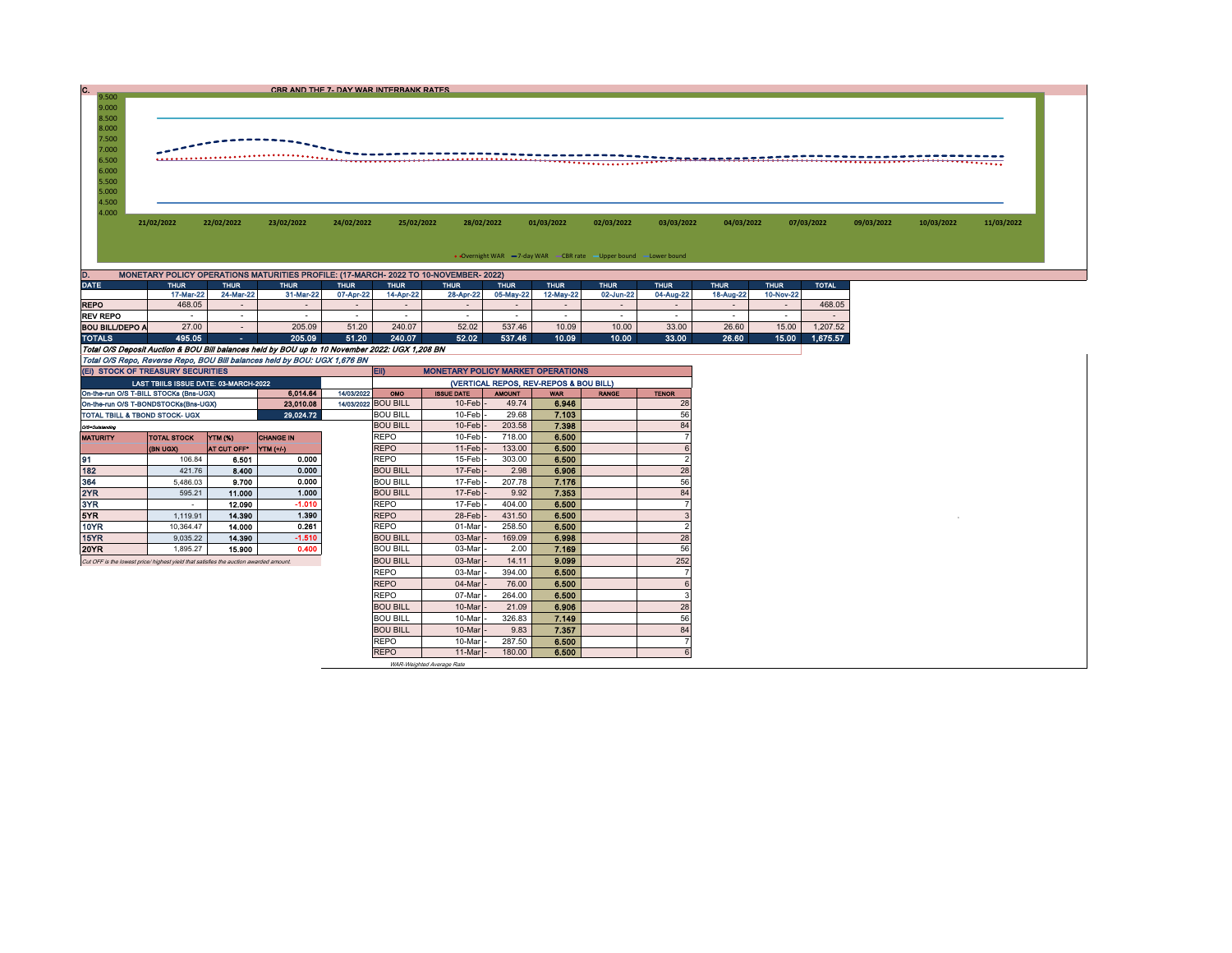## C. CBR AND THE 7- DAY WAR INTERBANK RATES

9.500
9.000
8.500
8.000
7.500
7.000
6.500
6.000
5.500
5.000
4.500
4.000

21/02/2022 22/02/2022 23/02/2022 24/02/2022 25/02/2022 28/02/2022 01/03/2022 02/03/2022 03/03/2022 04/03/2022 07/03/2022 09/03/2022 10/03/2022 11/03/2022

Overnight WAR, 7-day WAR, CBR rate, Upper bound, Lower bound

## D. MONETARY POLICY OPERATIONS MATURITIES PROFILE: (17-MARCH- 2022 TO 10-NOVEMBER- 2022)

| DATE | THUR | THUR | THUR | THUR | THUR | THUR | THUR | THUR | THUR | THUR | THUR | THUR | TOTAL |
|---|---|---|---|---|---|---|---|---|---|---|---|---|---|
| | 17-Mar-22 | 24-Mar-22 | 31-Mar-22 | 07-Apr-22 | 14-Apr-22 | 28-Apr-22 | 05-May-22 | 12-May-22 | 02-Jun-22 | 04-Aug-22 | 18-Aug-22 | 10-Nov-22 | |
| REPO | 468.05 | - | - | - | - | - | - | - | - | - | - | - | 468.05 |
| REV REPO | - | - | - | - | - | - | - | - | - | - | - | - | - |
| BOU BILL/DEPO A | 27.00 | - | 205.09 | 51.20 | 240.07 | 52.02 | 537.46 | 10.09 | 10.00 | 33.00 | 26.60 | 15.00 | 1,207.52 |
| TOTALS | 495.05 | - | 205.09 | 51.20 | 240.07 | 52.02 | 537.46 | 10.09 | 10.00 | 33.00 | 26.60 | 15.00 | 1,675.57 |

*Total O/S Deposit Auction & BOU Bill balances held by BOU up to 10 November 2022: UGX 1,208 BN*

*Total O/S Repo, Reverse Repo, BOU Bill balances held by BOU: UGX 1,676 BN*

### (EI) STOCK OF TREASURY SECURITIES

| LAST TBIILS ISSUE DATE: 03-MARCH-2022 | | |
|---|---|---|
| On-the-run O/S T-BILL STOCKs (Bns-UGX) | 6,014.64 | 14/03/2022 |
| On-the-run O/S T-BONDSTOCKs(Bns-UGX) | 23,010.08 | 14/03/2022 |
| TOTAL TBILL & TBOND STOCK- UGX | 29,024.72 | |

*O/S=Outstanding*

| MATURITY | TOTAL STOCK (BN UGX) | YTM (%) AT CUT OFF* | CHANGE IN YTM (+/-) |
|---|---|---|---|
| 91 | 106.84 | 6.501 | 0.000 |
| 182 | 421.76 | 8.400 | 0.000 |
| 364 | 5,486.03 | 9.700 | 0.000 |
| 2YR | 595.21 | 11.000 | 1.000 |
| 3YR | - | 12.090 | -1.010 |
| 5YR | 1,119.91 | 14.390 | 1.390 |
| 10YR | 10,364.47 | 14.000 | 0.261 |
| 15YR | 9,035.22 | 14.390 | -1.510 |
| 20YR | 1,895.27 | 15.900 | 0.400 |

*Cut OFF is the lowest price/ highest yield that satisfies the auction awarded amount.*

### EII) MONETARY POLICY MARKET OPERATIONS

(VERTICAL REPOS, REV-REPOS & BOU BILL)

| OMO | ISSUE DATE | AMOUNT | WAR | RANGE | TENOR |
|---|---|---|---|---|---|
| BOU BILL | 10-Feb | 49.74 | 6.946 | | 28 |
| BOU BILL | 10-Feb | 29.68 | 7.103 | | 56 |
| BOU BILL | 10-Feb | 203.58 | 7.398 | | 84 |
| REPO | 10-Feb | 718.00 | 6.500 | | 7 |
| REPO | 11-Feb | 133.00 | 6.500 | | 6 |
| REPO | 15-Feb | 303.00 | 6.500 | | 2 |
| BOU BILL | 17-Feb | 2.98 | 6.906 | | 28 |
| BOU BILL | 17-Feb | 207.78 | 7.176 | | 56 |
| BOU BILL | 17-Feb | 9.92 | 7.353 | | 84 |
| REPO | 17-Feb | 404.00 | 6.500 | | 7 |
| REPO | 28-Feb | 431.50 | 6.500 | | 3 |
| REPO | 01-Mar | 258.50 | 6.500 | | 2 |
| BOU BILL | 03-Mar | 169.09 | 6.998 | | 28 |
| BOU BILL | 03-Mar | 2.00 | 7.169 | | 56 |
| BOU BILL | 03-Mar | 14.11 | 9.099 | | 252 |
| REPO | 03-Mar | 394.00 | 6.500 | | 7 |
| REPO | 04-Mar | 76.00 | 6.500 | | 6 |
| REPO | 07-Mar | 264.00 | 6.500 | | 3 |
| BOU BILL | 10-Mar | 21.09 | 6.906 | | 28 |
| BOU BILL | 10-Mar | 326.83 | 7.149 | | 56 |
| BOU BILL | 10-Mar | 9.83 | 7.357 | | 84 |
| REPO | 10-Mar | 287.50 | 6.500 | | 7 |
| REPO | 11-Mar | 180.00 | 6.500 | | 6 |

*WAR-Weighted Average Rate*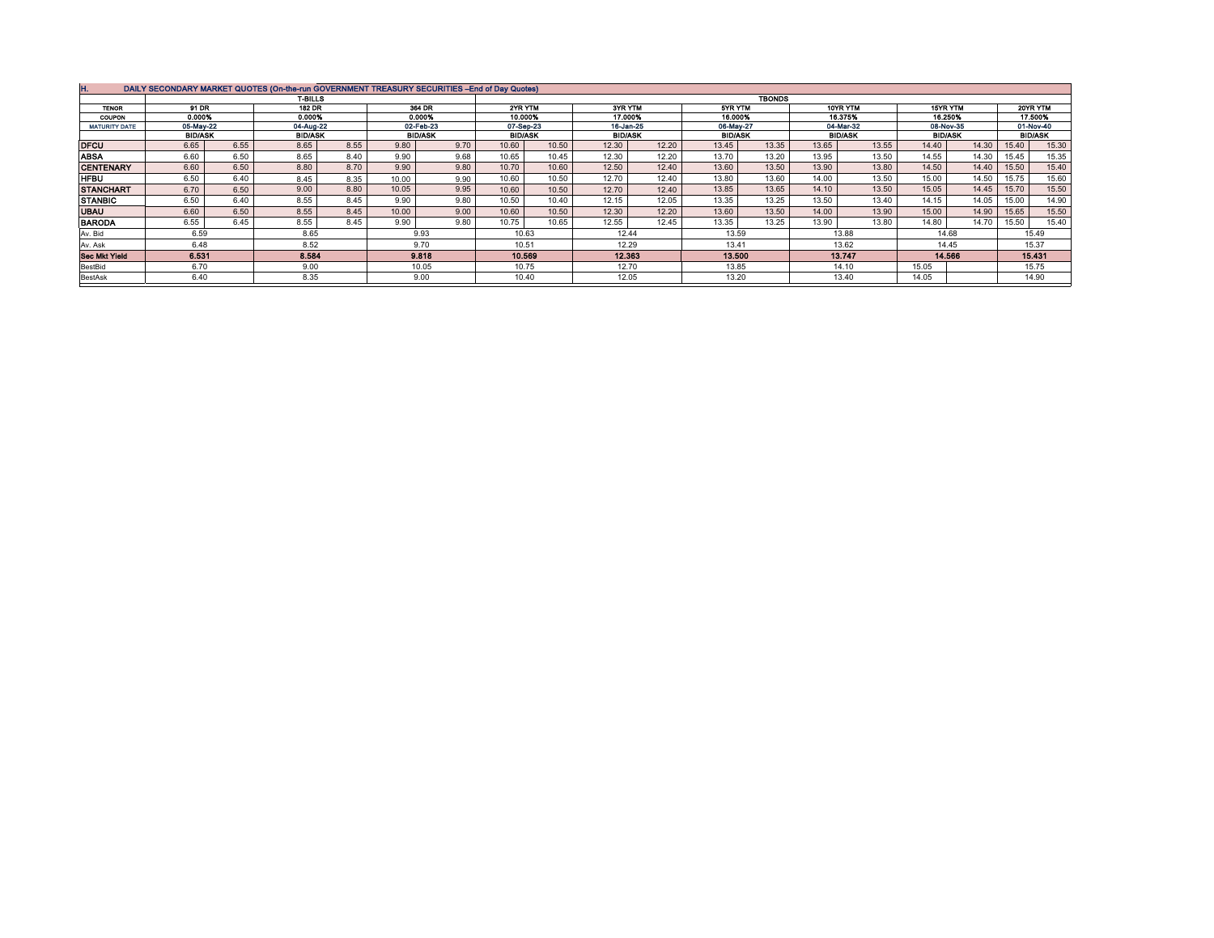## H. DAILY SECONDARY MARKET QUOTES (On-the-run GOVERNMENT TREASURY SECURITIES –End of Day Quotes)

| | T-BILLS | | | | | | TBONDS | | | | | | | | | | | |
|---|---|---|---|---|---|---|---|---|---|---|---|---|---|---|---|---|---|---|
| **TENOR** | **91 DR** | | **182 DR** | | **364 DR** | | **2YR YTM** | | **3YR YTM** | | **5YR YTM** | | **10YR YTM** | | **15YR YTM** | | **20YR YTM** | |
| **COUPON** | **0.000%** | | **0.000%** | | **0.000%** | | **10.000%** | | **17.000%** | | **16.000%** | | **16.375%** | | **16.250%** | | **17.500%** | |
| **MATURITY DATE** | **05-May-22** | | **04-Aug-22** | | **02-Feb-23** | | **07-Sep-23** | | **16-Jan-25** | | **06-May-27** | | **04-Mar-32** | | **08-Nov-35** | | **01-Nov-40** | |
| | **BID/ASK** | | **BID/ASK** | | **BID/ASK** | | **BID/ASK** | | **BID/ASK** | | **BID/ASK** | | **BID/ASK** | | **BID/ASK** | | **BID/ASK** | |
| **DFCU** | 6.65 | 6.55 | 8.65 | 8.55 | 9.80 | 9.70 | 10.60 | 10.50 | 12.30 | 12.20 | 13.45 | 13.35 | 13.65 | 13.55 | 14.40 | 14.30 | 15.40 | 15.30 |
| **ABSA** | 6.60 | 6.50 | 8.65 | 8.40 | 9.90 | 9.68 | 10.65 | 10.45 | 12.30 | 12.20 | 13.70 | 13.20 | 13.95 | 13.50 | 14.55 | 14.30 | 15.45 | 15.35 |
| **CENTENARY** | 6.60 | 6.50 | 8.80 | 8.70 | 9.90 | 9.80 | 10.70 | 10.60 | 12.50 | 12.40 | 13.60 | 13.50 | 13.90 | 13.80 | 14.50 | 14.40 | 15.50 | 15.40 |
| **HFBU** | 6.50 | 6.40 | 8.45 | 8.35 | 10.00 | 9.90 | 10.60 | 10.50 | 12.70 | 12.40 | 13.80 | 13.60 | 14.00 | 13.50 | 15.00 | 14.50 | 15.75 | 15.60 |
| **STANCHART** | 6.70 | 6.50 | 9.00 | 8.80 | 10.05 | 9.95 | 10.60 | 10.50 | 12.70 | 12.40 | 13.85 | 13.65 | 14.10 | 13.50 | 15.05 | 14.45 | 15.70 | 15.50 |
| **STANBIC** | 6.50 | 6.40 | 8.55 | 8.45 | 9.90 | 9.80 | 10.50 | 10.40 | 12.15 | 12.05 | 13.35 | 13.25 | 13.50 | 13.40 | 14.15 | 14.05 | 15.00 | 14.90 |
| **UBAU** | 6.60 | 6.50 | 8.55 | 8.45 | 10.00 | 9.00 | 10.60 | 10.50 | 12.30 | 12.20 | 13.60 | 13.50 | 14.00 | 13.90 | 15.00 | 14.90 | 15.65 | 15.50 |
| **BARODA** | 6.55 | 6.45 | 8.55 | 8.45 | 9.90 | 9.80 | 10.75 | 10.65 | 12.55 | 12.45 | 13.35 | 13.25 | 13.90 | 13.80 | 14.80 | 14.70 | 15.50 | 15.40 |
| Av. Bid | 6.59 | | 8.65 | | 9.93 | | 10.63 | | 12.44 | | 13.59 | | 13.88 | | 14.68 | | 15.49 | |
| Av. Ask | 6.48 | | 8.52 | | 9.70 | | 10.51 | | 12.29 | | 13.41 | | 13.62 | | 14.45 | | 15.37 | |
| **Sec Mkt Yield** | **6.531** | | **8.584** | | **9.818** | | **10.569** | | **12.363** | | **13.500** | | **13.747** | | **14.566** | | **15.431** | |
| BestBid | 6.70 | | 9.00 | | 10.05 | | 10.75 | | 12.70 | | 13.85 | | 14.10 | | 15.05 | | 15.75 | |
| BestAsk | 6.40 | | 8.35 | | 9.00 | | 10.40 | | 12.05 | | 13.20 | | 13.40 | | 14.05 | | 14.90 | |